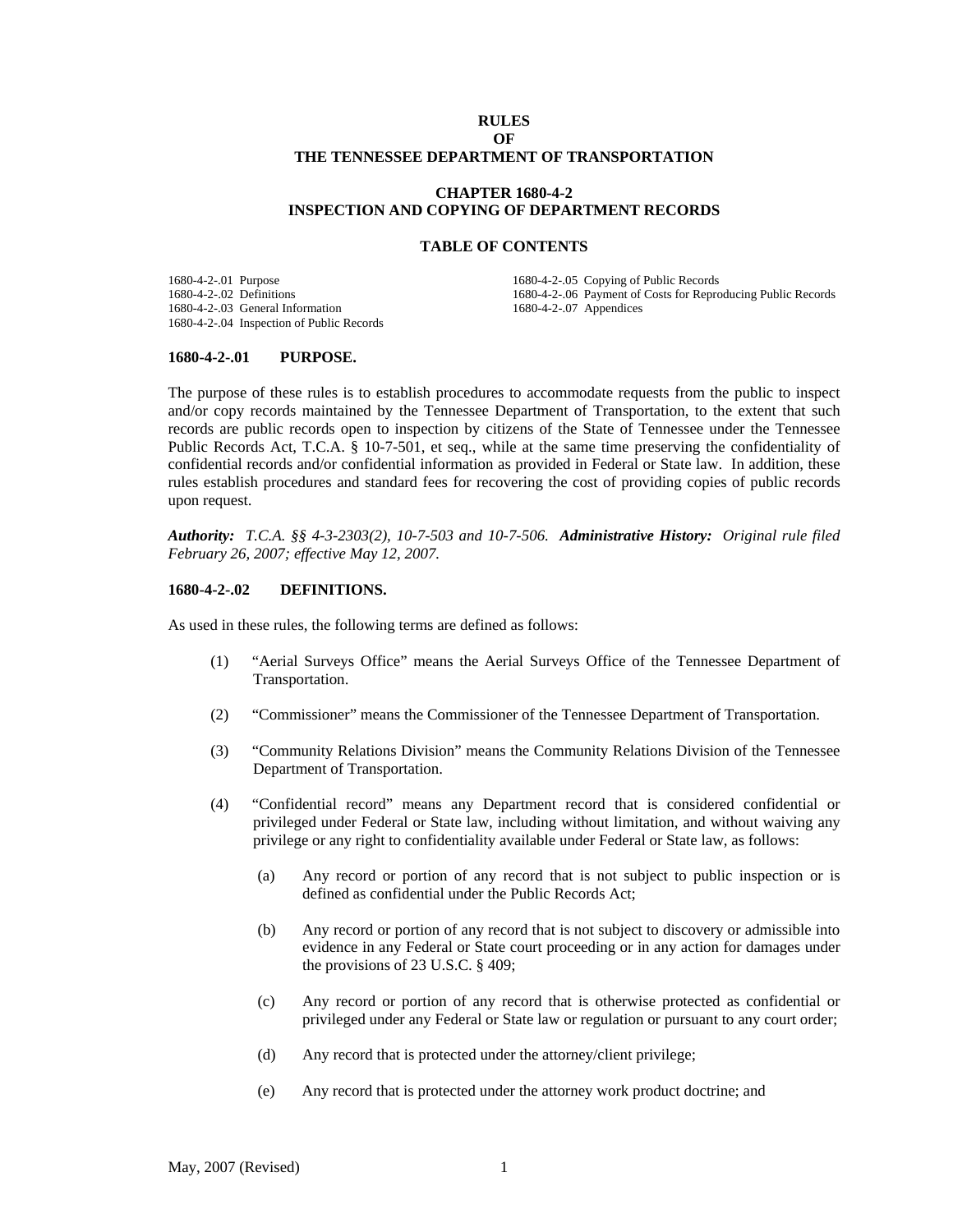**RULES**
**OF**
**THE TENNESSEE DEPARTMENT OF TRANSPORTATION**

**CHAPTER 1680-4-2**
**INSPECTION AND COPYING OF DEPARTMENT RECORDS**

**TABLE OF CONTENTS**

1680-4-2-.01 Purpose
1680-4-2-.02 Definitions
1680-4-2-.03 General Information
1680-4-2-.04 Inspection of Public Records
1680-4-2-.05 Copying of Public Records
1680-4-2-.06 Payment of Costs for Reproducing Public Records
1680-4-2-.07 Appendices

**1680-4-2-.01 PURPOSE.**

The purpose of these rules is to establish procedures to accommodate requests from the public to inspect and/or copy records maintained by the Tennessee Department of Transportation, to the extent that such records are public records open to inspection by citizens of the State of Tennessee under the Tennessee Public Records Act, T.C.A. § 10-7-501, et seq., while at the same time preserving the confidentiality of confidential records and/or confidential information as provided in Federal or State law. In addition, these rules establish procedures and standard fees for recovering the cost of providing copies of public records upon request.

***Authority:*** *T.C.A. §§ 4-3-2303(2), 10-7-503 and 10-7-506.* ***Administrative History:*** *Original rule filed February 26, 2007; effective May 12, 2007.*

**1680-4-2-.02 DEFINITIONS.**

As used in these rules, the following terms are defined as follows:

(1) "Aerial Surveys Office" means the Aerial Surveys Office of the Tennessee Department of Transportation.

(2) "Commissioner" means the Commissioner of the Tennessee Department of Transportation.

(3) "Community Relations Division" means the Community Relations Division of the Tennessee Department of Transportation.

(4) "Confidential record" means any Department record that is considered confidential or privileged under Federal or State law, including without limitation, and without waiving any privilege or any right to confidentiality available under Federal or State law, as follows:

(a) Any record or portion of any record that is not subject to public inspection or is defined as confidential under the Public Records Act;

(b) Any record or portion of any record that is not subject to discovery or admissible into evidence in any Federal or State court proceeding or in any action for damages under the provisions of 23 U.S.C. § 409;

(c) Any record or portion of any record that is otherwise protected as confidential or privileged under any Federal or State law or regulation or pursuant to any court order;

(d) Any record that is protected under the attorney/client privilege;

(e) Any record that is protected under the attorney work product doctrine; and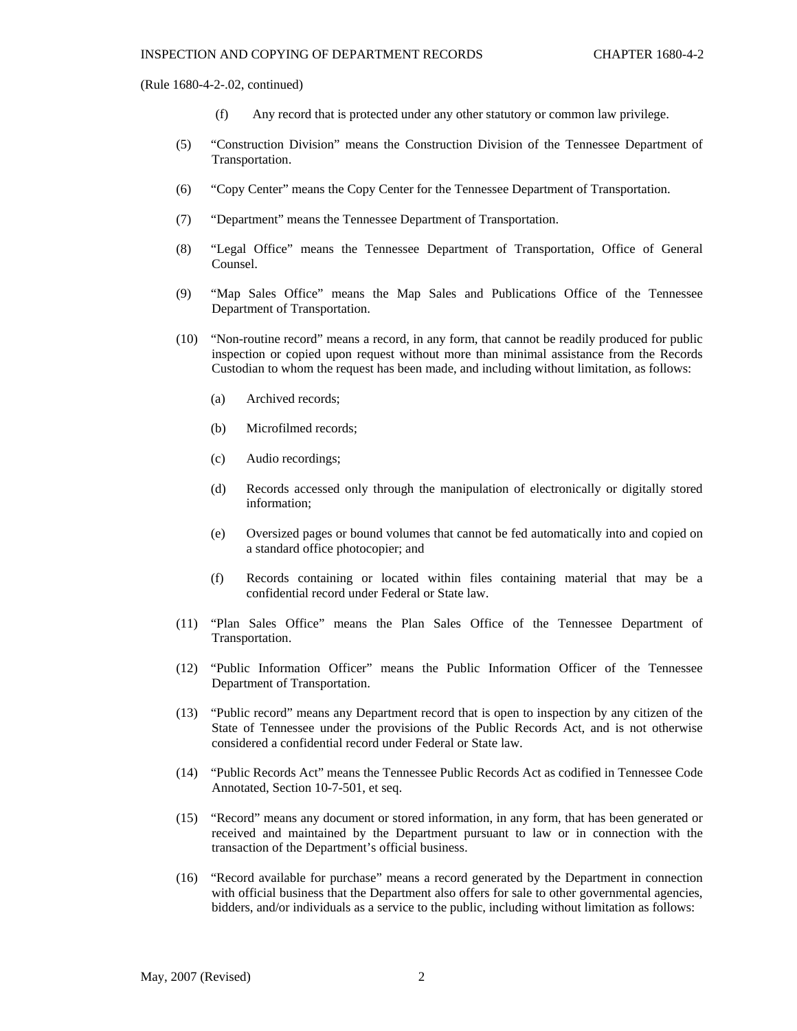(Rule 1680-4-2-.02, continued)

(f) Any record that is protected under any other statutory or common law privilege.

(5) “Construction Division” means the Construction Division of the Tennessee Department of Transportation.

(6) “Copy Center” means the Copy Center for the Tennessee Department of Transportation.

(7) “Department” means the Tennessee Department of Transportation.

(8) “Legal Office” means the Tennessee Department of Transportation, Office of General Counsel.

(9) “Map Sales Office” means the Map Sales and Publications Office of the Tennessee Department of Transportation.

(10) “Non-routine record” means a record, in any form, that cannot be readily produced for public inspection or copied upon request without more than minimal assistance from the Records Custodian to whom the request has been made, and including without limitation, as follows:

(a) Archived records;

(b) Microfilmed records;

(c) Audio recordings;

(d) Records accessed only through the manipulation of electronically or digitally stored information;

(e) Oversized pages or bound volumes that cannot be fed automatically into and copied on a standard office photocopier; and

(f) Records containing or located within files containing material that may be a confidential record under Federal or State law.

(11) “Plan Sales Office” means the Plan Sales Office of the Tennessee Department of Transportation.

(12) “Public Information Officer” means the Public Information Officer of the Tennessee Department of Transportation.

(13) “Public record” means any Department record that is open to inspection by any citizen of the State of Tennessee under the provisions of the Public Records Act, and is not otherwise considered a confidential record under Federal or State law.

(14) “Public Records Act” means the Tennessee Public Records Act as codified in Tennessee Code Annotated, Section 10-7-501, et seq.

(15) “Record” means any document or stored information, in any form, that has been generated or received and maintained by the Department pursuant to law or in connection with the transaction of the Department’s official business.

(16) “Record available for purchase” means a record generated by the Department in connection with official business that the Department also offers for sale to other governmental agencies, bidders, and/or individuals as a service to the public, including without limitation as follows: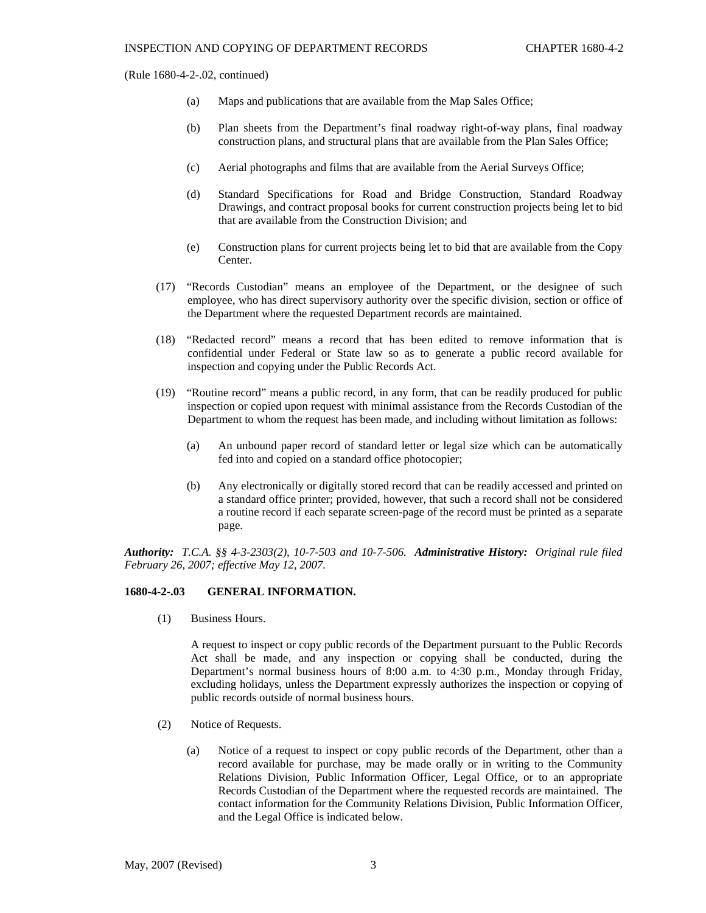(Rule 1680-4-2-.02, continued)

(a) Maps and publications that are available from the Map Sales Office;

(b) Plan sheets from the Department's final roadway right-of-way plans, final roadway construction plans, and structural plans that are available from the Plan Sales Office;

(c) Aerial photographs and films that are available from the Aerial Surveys Office;

(d) Standard Specifications for Road and Bridge Construction, Standard Roadway Drawings, and contract proposal books for current construction projects being let to bid that are available from the Construction Division; and

(e) Construction plans for current projects being let to bid that are available from the Copy Center.

(17) "Records Custodian" means an employee of the Department, or the designee of such employee, who has direct supervisory authority over the specific division, section or office of the Department where the requested Department records are maintained.

(18) "Redacted record" means a record that has been edited to remove information that is confidential under Federal or State law so as to generate a public record available for inspection and copying under the Public Records Act.

(19) "Routine record" means a public record, in any form, that can be readily produced for public inspection or copied upon request with minimal assistance from the Records Custodian of the Department to whom the request has been made, and including without limitation as follows:

(a) An unbound paper record of standard letter or legal size which can be automatically fed into and copied on a standard office photocopier;

(b) Any electronically or digitally stored record that can be readily accessed and printed on a standard office printer; provided, however, that such a record shall not be considered a routine record if each separate screen-page of the record must be printed as a separate page.

***Authority:*** *T.C.A. §§ 4-3-2303(2), 10-7-503 and 10-7-506.* ***Administrative History:*** *Original rule filed February 26, 2007; effective May 12, 2007.*

## 1680-4-2-.03 GENERAL INFORMATION.

(1) Business Hours.

A request to inspect or copy public records of the Department pursuant to the Public Records Act shall be made, and any inspection or copying shall be conducted, during the Department's normal business hours of 8:00 a.m. to 4:30 p.m., Monday through Friday, excluding holidays, unless the Department expressly authorizes the inspection or copying of public records outside of normal business hours.

(2) Notice of Requests.

(a) Notice of a request to inspect or copy public records of the Department, other than a record available for purchase, may be made orally or in writing to the Community Relations Division, Public Information Officer, Legal Office, or to an appropriate Records Custodian of the Department where the requested records are maintained. The contact information for the Community Relations Division, Public Information Officer, and the Legal Office is indicated below.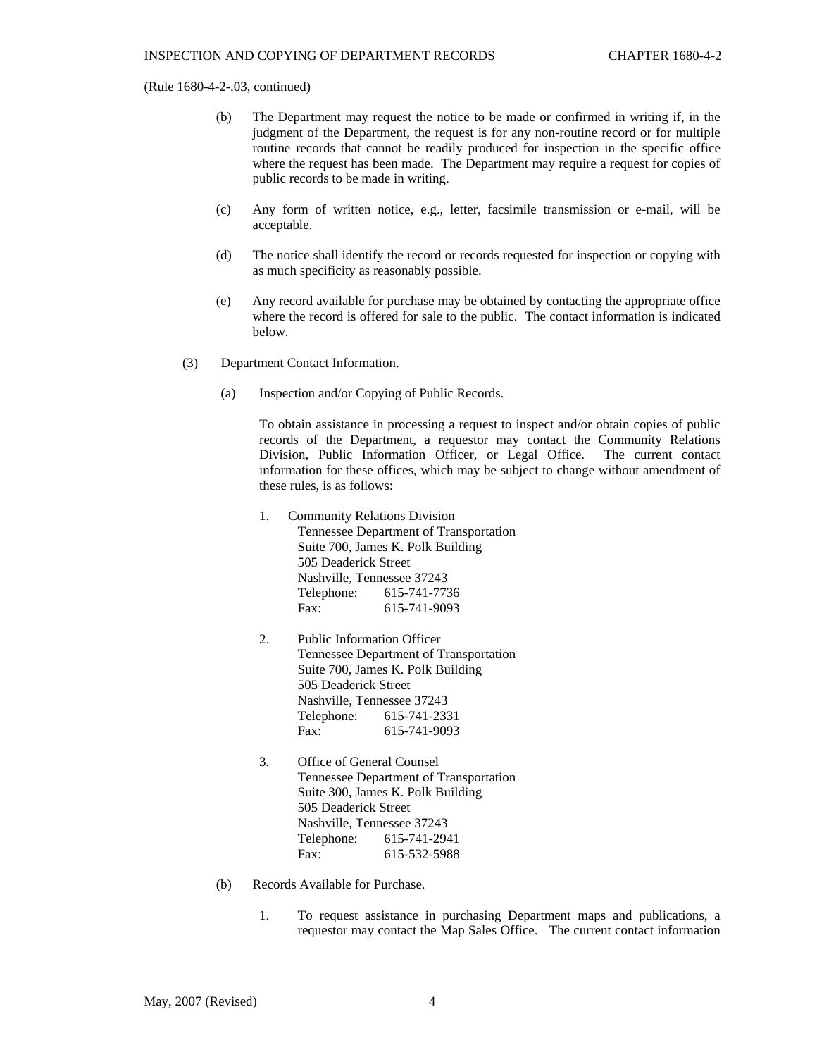(Rule 1680-4-2-.03, continued)

(b) The Department may request the notice to be made or confirmed in writing if, in the judgment of the Department, the request is for any non-routine record or for multiple routine records that cannot be readily produced for inspection in the specific office where the request has been made. The Department may require a request for copies of public records to be made in writing.

(c) Any form of written notice, e.g., letter, facsimile transmission or e-mail, will be acceptable.

(d) The notice shall identify the record or records requested for inspection or copying with as much specificity as reasonably possible.

(e) Any record available for purchase may be obtained by contacting the appropriate office where the record is offered for sale to the public. The contact information is indicated below.

(3) Department Contact Information.

(a) Inspection and/or Copying of Public Records.

To obtain assistance in processing a request to inspect and/or obtain copies of public records of the Department, a requestor may contact the Community Relations Division, Public Information Officer, or Legal Office. The current contact information for these offices, which may be subject to change without amendment of these rules, is as follows:

1. Community Relations Division
   Tennessee Department of Transportation
   Suite 700, James K. Polk Building
   505 Deaderick Street
   Nashville, Tennessee 37243
   Telephone: 615-741-7736
   Fax: 615-741-9093

2. Public Information Officer
   Tennessee Department of Transportation
   Suite 700, James K. Polk Building
   505 Deaderick Street
   Nashville, Tennessee 37243
   Telephone: 615-741-2331
   Fax: 615-741-9093

3. Office of General Counsel
   Tennessee Department of Transportation
   Suite 300, James K. Polk Building
   505 Deaderick Street
   Nashville, Tennessee 37243
   Telephone: 615-741-2941
   Fax: 615-532-5988

(b) Records Available for Purchase.

1. To request assistance in purchasing Department maps and publications, a requestor may contact the Map Sales Office. The current contact information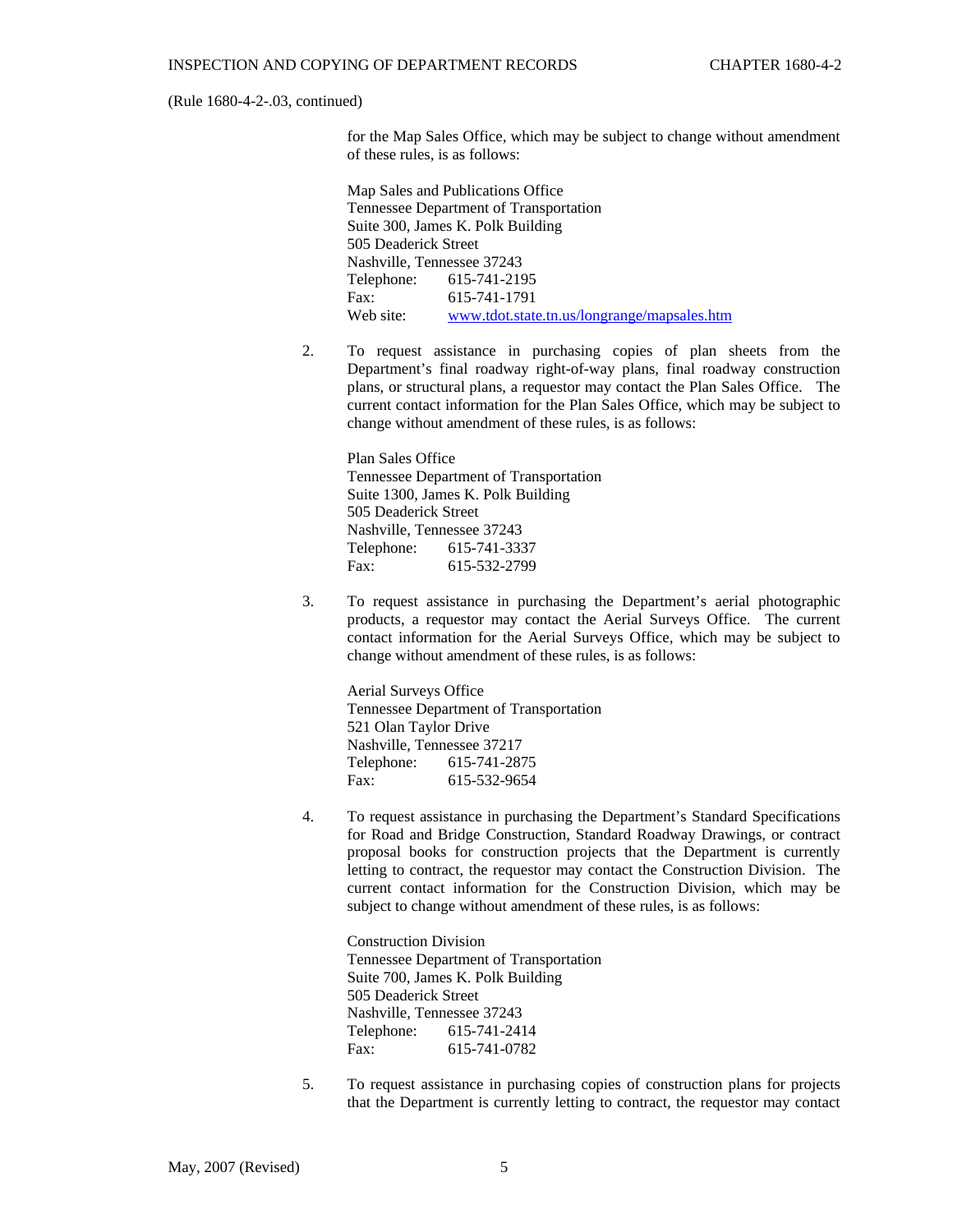(Rule 1680-4-2-.03, continued)

for the Map Sales Office, which may be subject to change without amendment of these rules, is as follows:

Map Sales and Publications Office
Tennessee Department of Transportation
Suite 300, James K. Polk Building
505 Deaderick Street
Nashville, Tennessee 37243
Telephone: 615-741-2195
Fax: 615-741-1791
Web site: www.tdot.state.tn.us/longrange/mapsales.htm

2. To request assistance in purchasing copies of plan sheets from the Department's final roadway right-of-way plans, final roadway construction plans, or structural plans, a requestor may contact the Plan Sales Office. The current contact information for the Plan Sales Office, which may be subject to change without amendment of these rules, is as follows:

   Plan Sales Office
   Tennessee Department of Transportation
   Suite 1300, James K. Polk Building
   505 Deaderick Street
   Nashville, Tennessee 37243
   Telephone: 615-741-3337
   Fax: 615-532-2799

3. To request assistance in purchasing the Department's aerial photographic products, a requestor may contact the Aerial Surveys Office. The current contact information for the Aerial Surveys Office, which may be subject to change without amendment of these rules, is as follows:

   Aerial Surveys Office
   Tennessee Department of Transportation
   521 Olan Taylor Drive
   Nashville, Tennessee 37217
   Telephone: 615-741-2875
   Fax: 615-532-9654

4. To request assistance in purchasing the Department's Standard Specifications for Road and Bridge Construction, Standard Roadway Drawings, or contract proposal books for construction projects that the Department is currently letting to contract, the requestor may contact the Construction Division. The current contact information for the Construction Division, which may be subject to change without amendment of these rules, is as follows:

   Construction Division
   Tennessee Department of Transportation
   Suite 700, James K. Polk Building
   505 Deaderick Street
   Nashville, Tennessee 37243
   Telephone: 615-741-2414
   Fax: 615-741-0782

5. To request assistance in purchasing copies of construction plans for projects that the Department is currently letting to contract, the requestor may contact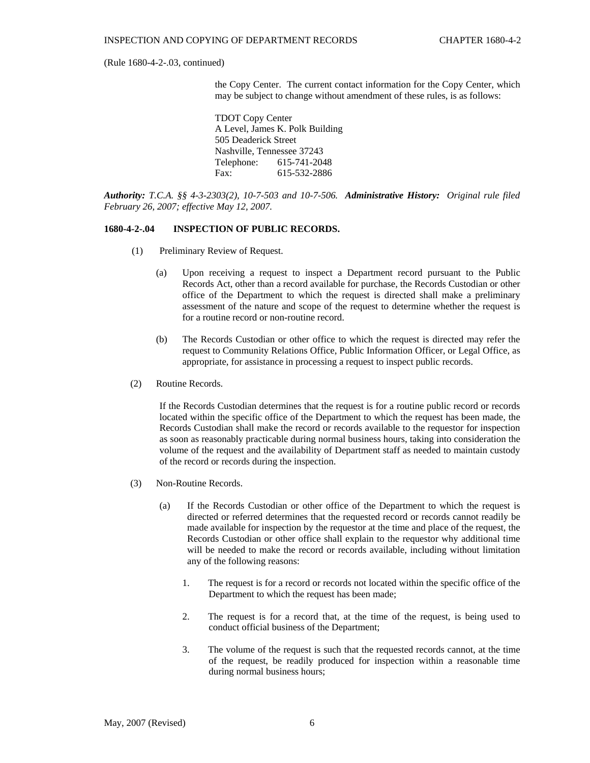(Rule 1680-4-2-.03, continued)

the Copy Center. The current contact information for the Copy Center, which may be subject to change without amendment of these rules, is as follows:

TDOT Copy Center
A Level, James K. Polk Building
505 Deaderick Street
Nashville, Tennessee 37243
Telephone: 615-741-2048
Fax: 615-532-2886

***Authority:** T.C.A. §§ 4-3-2303(2), 10-7-503 and 10-7-506.* ***Administrative History:*** *Original rule filed February 26, 2007; effective May 12, 2007.*

**1680-4-2-.04 INSPECTION OF PUBLIC RECORDS.**

(1) Preliminary Review of Request.

(a) Upon receiving a request to inspect a Department record pursuant to the Public Records Act, other than a record available for purchase, the Records Custodian or other office of the Department to which the request is directed shall make a preliminary assessment of the nature and scope of the request to determine whether the request is for a routine record or non-routine record.

(b) The Records Custodian or other office to which the request is directed may refer the request to Community Relations Office, Public Information Officer, or Legal Office, as appropriate, for assistance in processing a request to inspect public records.

(2) Routine Records.

If the Records Custodian determines that the request is for a routine public record or records located within the specific office of the Department to which the request has been made, the Records Custodian shall make the record or records available to the requestor for inspection as soon as reasonably practicable during normal business hours, taking into consideration the volume of the request and the availability of Department staff as needed to maintain custody of the record or records during the inspection.

(3) Non-Routine Records.

(a) If the Records Custodian or other office of the Department to which the request is directed or referred determines that the requested record or records cannot readily be made available for inspection by the requestor at the time and place of the request, the Records Custodian or other office shall explain to the requestor why additional time will be needed to make the record or records available, including without limitation any of the following reasons:

1. The request is for a record or records not located within the specific office of the Department to which the request has been made;

2. The request is for a record that, at the time of the request, is being used to conduct official business of the Department;

3. The volume of the request is such that the requested records cannot, at the time of the request, be readily produced for inspection within a reasonable time during normal business hours;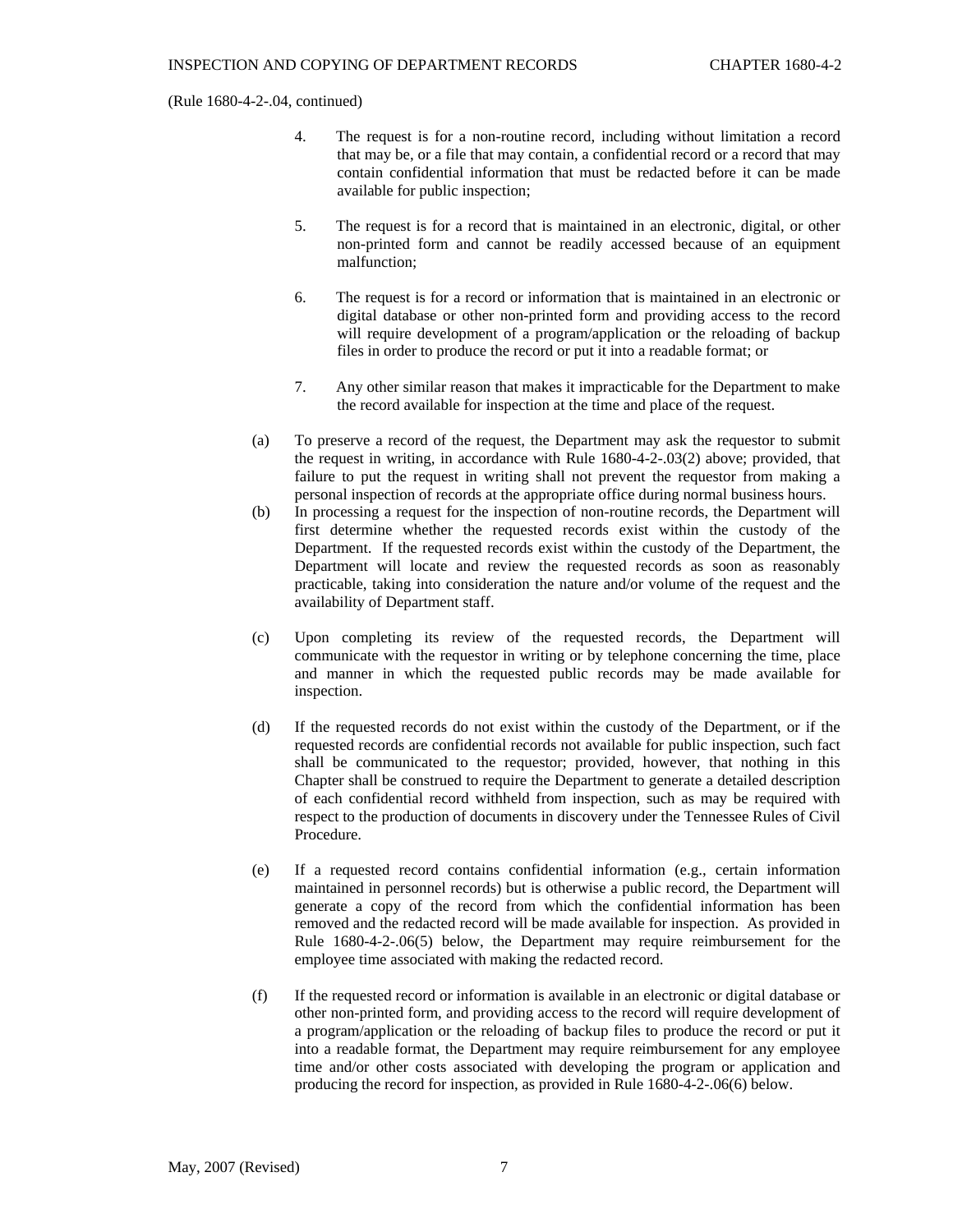(Rule 1680-4-2-.04, continued)

4. The request is for a non-routine record, including without limitation a record that may be, or a file that may contain, a confidential record or a record that may contain confidential information that must be redacted before it can be made available for public inspection;

5. The request is for a record that is maintained in an electronic, digital, or other non-printed form and cannot be readily accessed because of an equipment malfunction;

6. The request is for a record or information that is maintained in an electronic or digital database or other non-printed form and providing access to the record will require development of a program/application or the reloading of backup files in order to produce the record or put it into a readable format; or

7. Any other similar reason that makes it impracticable for the Department to make the record available for inspection at the time and place of the request.

(a) To preserve a record of the request, the Department may ask the requestor to submit the request in writing, in accordance with Rule 1680-4-2-.03(2) above; provided, that failure to put the request in writing shall not prevent the requestor from making a personal inspection of records at the appropriate office during normal business hours.

(b) In processing a request for the inspection of non-routine records, the Department will first determine whether the requested records exist within the custody of the Department. If the requested records exist within the custody of the Department, the Department will locate and review the requested records as soon as reasonably practicable, taking into consideration the nature and/or volume of the request and the availability of Department staff.

(c) Upon completing its review of the requested records, the Department will communicate with the requestor in writing or by telephone concerning the time, place and manner in which the requested public records may be made available for inspection.

(d) If the requested records do not exist within the custody of the Department, or if the requested records are confidential records not available for public inspection, such fact shall be communicated to the requestor; provided, however, that nothing in this Chapter shall be construed to require the Department to generate a detailed description of each confidential record withheld from inspection, such as may be required with respect to the production of documents in discovery under the Tennessee Rules of Civil Procedure.

(e) If a requested record contains confidential information (e.g., certain information maintained in personnel records) but is otherwise a public record, the Department will generate a copy of the record from which the confidential information has been removed and the redacted record will be made available for inspection. As provided in Rule 1680-4-2-.06(5) below, the Department may require reimbursement for the employee time associated with making the redacted record.

(f) If the requested record or information is available in an electronic or digital database or other non-printed form, and providing access to the record will require development of a program/application or the reloading of backup files to produce the record or put it into a readable format, the Department may require reimbursement for any employee time and/or other costs associated with developing the program or application and producing the record for inspection, as provided in Rule 1680-4-2-.06(6) below.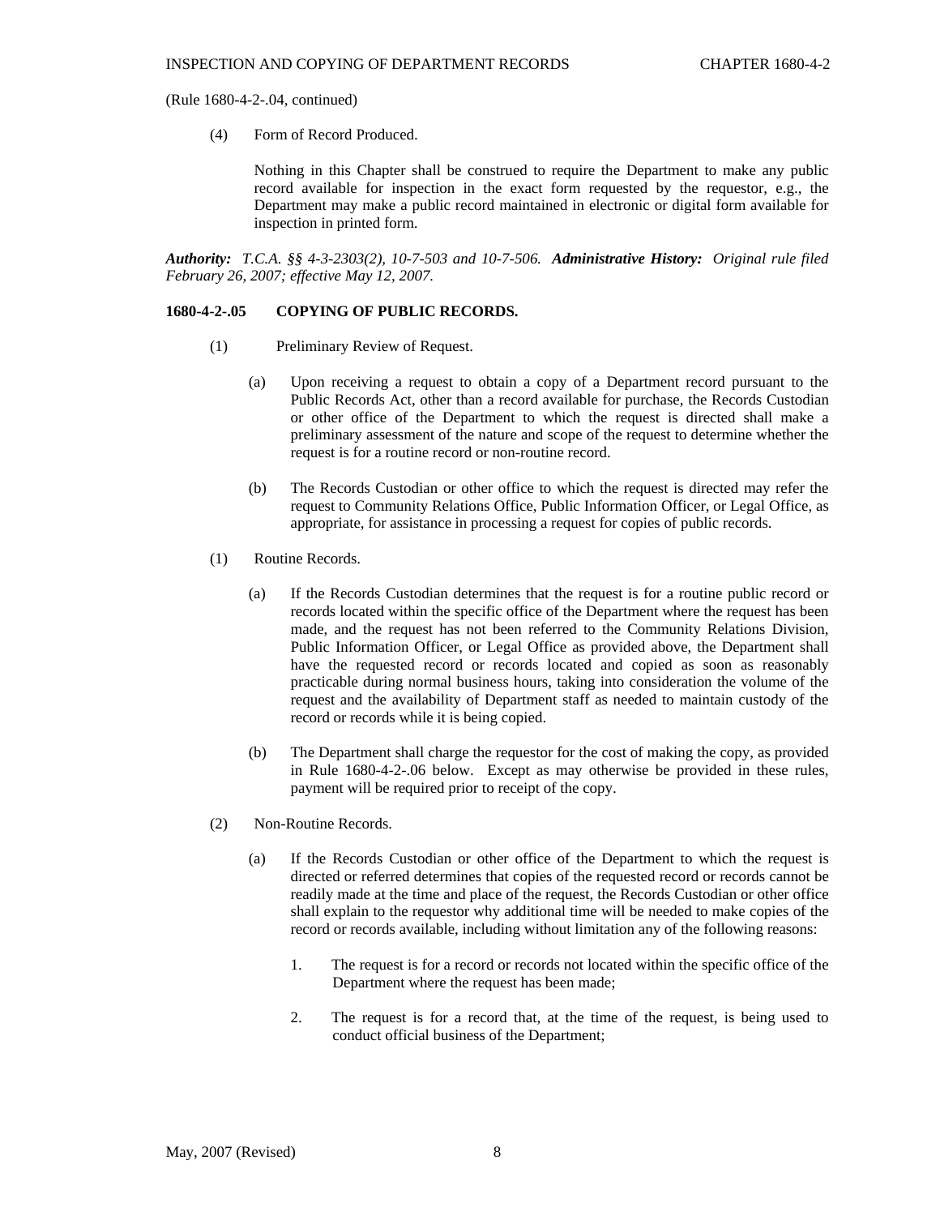(Rule 1680-4-2-.04, continued)

(4) Form of Record Produced.

Nothing in this Chapter shall be construed to require the Department to make any public record available for inspection in the exact form requested by the requestor, e.g., the Department may make a public record maintained in electronic or digital form available for inspection in printed form.

***Authority:*** *T.C.A. §§ 4-3-2303(2), 10-7-503 and 10-7-506.* ***Administrative History:*** *Original rule filed February 26, 2007; effective May 12, 2007.*

**1680-4-2-.05 COPYING OF PUBLIC RECORDS.**

(1) Preliminary Review of Request.

(a) Upon receiving a request to obtain a copy of a Department record pursuant to the Public Records Act, other than a record available for purchase, the Records Custodian or other office of the Department to which the request is directed shall make a preliminary assessment of the nature and scope of the request to determine whether the request is for a routine record or non-routine record.

(b) The Records Custodian or other office to which the request is directed may refer the request to Community Relations Office, Public Information Officer, or Legal Office, as appropriate, for assistance in processing a request for copies of public records.

(1) Routine Records.

(a) If the Records Custodian determines that the request is for a routine public record or records located within the specific office of the Department where the request has been made, and the request has not been referred to the Community Relations Division, Public Information Officer, or Legal Office as provided above, the Department shall have the requested record or records located and copied as soon as reasonably practicable during normal business hours, taking into consideration the volume of the request and the availability of Department staff as needed to maintain custody of the record or records while it is being copied.

(b) The Department shall charge the requestor for the cost of making the copy, as provided in Rule 1680-4-2-.06 below. Except as may otherwise be provided in these rules, payment will be required prior to receipt of the copy.

(2) Non-Routine Records.

(a) If the Records Custodian or other office of the Department to which the request is directed or referred determines that copies of the requested record or records cannot be readily made at the time and place of the request, the Records Custodian or other office shall explain to the requestor why additional time will be needed to make copies of the record or records available, including without limitation any of the following reasons:

1. The request is for a record or records not located within the specific office of the Department where the request has been made;

2. The request is for a record that, at the time of the request, is being used to conduct official business of the Department;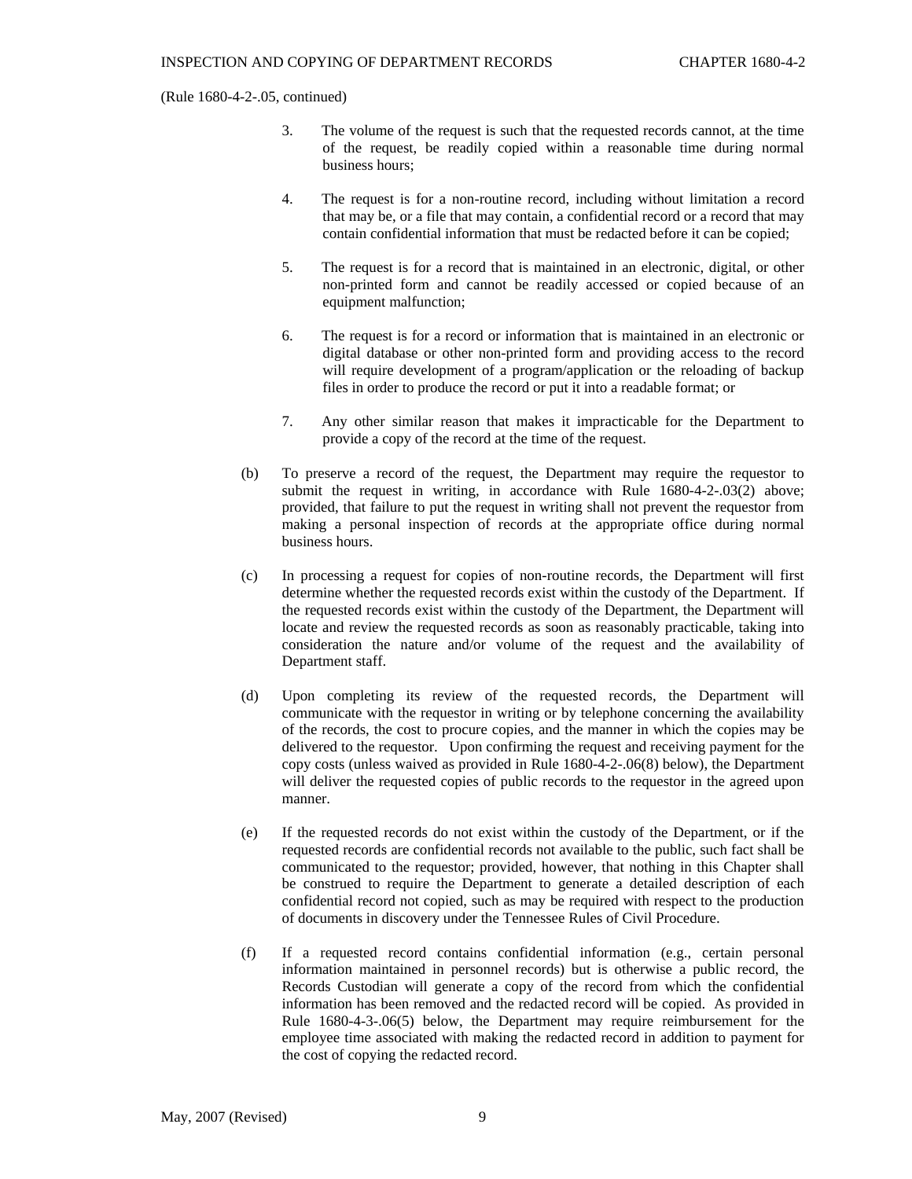(Rule 1680-4-2-.05, continued)

3. The volume of the request is such that the requested records cannot, at the time of the request, be readily copied within a reasonable time during normal business hours;

4. The request is for a non-routine record, including without limitation a record that may be, or a file that may contain, a confidential record or a record that may contain confidential information that must be redacted before it can be copied;

5. The request is for a record that is maintained in an electronic, digital, or other non-printed form and cannot be readily accessed or copied because of an equipment malfunction;

6. The request is for a record or information that is maintained in an electronic or digital database or other non-printed form and providing access to the record will require development of a program/application or the reloading of backup files in order to produce the record or put it into a readable format; or

7. Any other similar reason that makes it impracticable for the Department to provide a copy of the record at the time of the request.

(b) To preserve a record of the request, the Department may require the requestor to submit the request in writing, in accordance with Rule 1680-4-2-.03(2) above; provided, that failure to put the request in writing shall not prevent the requestor from making a personal inspection of records at the appropriate office during normal business hours.

(c) In processing a request for copies of non-routine records, the Department will first determine whether the requested records exist within the custody of the Department. If the requested records exist within the custody of the Department, the Department will locate and review the requested records as soon as reasonably practicable, taking into consideration the nature and/or volume of the request and the availability of Department staff.

(d) Upon completing its review of the requested records, the Department will communicate with the requestor in writing or by telephone concerning the availability of the records, the cost to procure copies, and the manner in which the copies may be delivered to the requestor. Upon confirming the request and receiving payment for the copy costs (unless waived as provided in Rule 1680-4-2-.06(8) below), the Department will deliver the requested copies of public records to the requestor in the agreed upon manner.

(e) If the requested records do not exist within the custody of the Department, or if the requested records are confidential records not available to the public, such fact shall be communicated to the requestor; provided, however, that nothing in this Chapter shall be construed to require the Department to generate a detailed description of each confidential record not copied, such as may be required with respect to the production of documents in discovery under the Tennessee Rules of Civil Procedure.

(f) If a requested record contains confidential information (e.g., certain personal information maintained in personnel records) but is otherwise a public record, the Records Custodian will generate a copy of the record from which the confidential information has been removed and the redacted record will be copied. As provided in Rule 1680-4-3-.06(5) below, the Department may require reimbursement for the employee time associated with making the redacted record in addition to payment for the cost of copying the redacted record.

May, 2007 (Revised)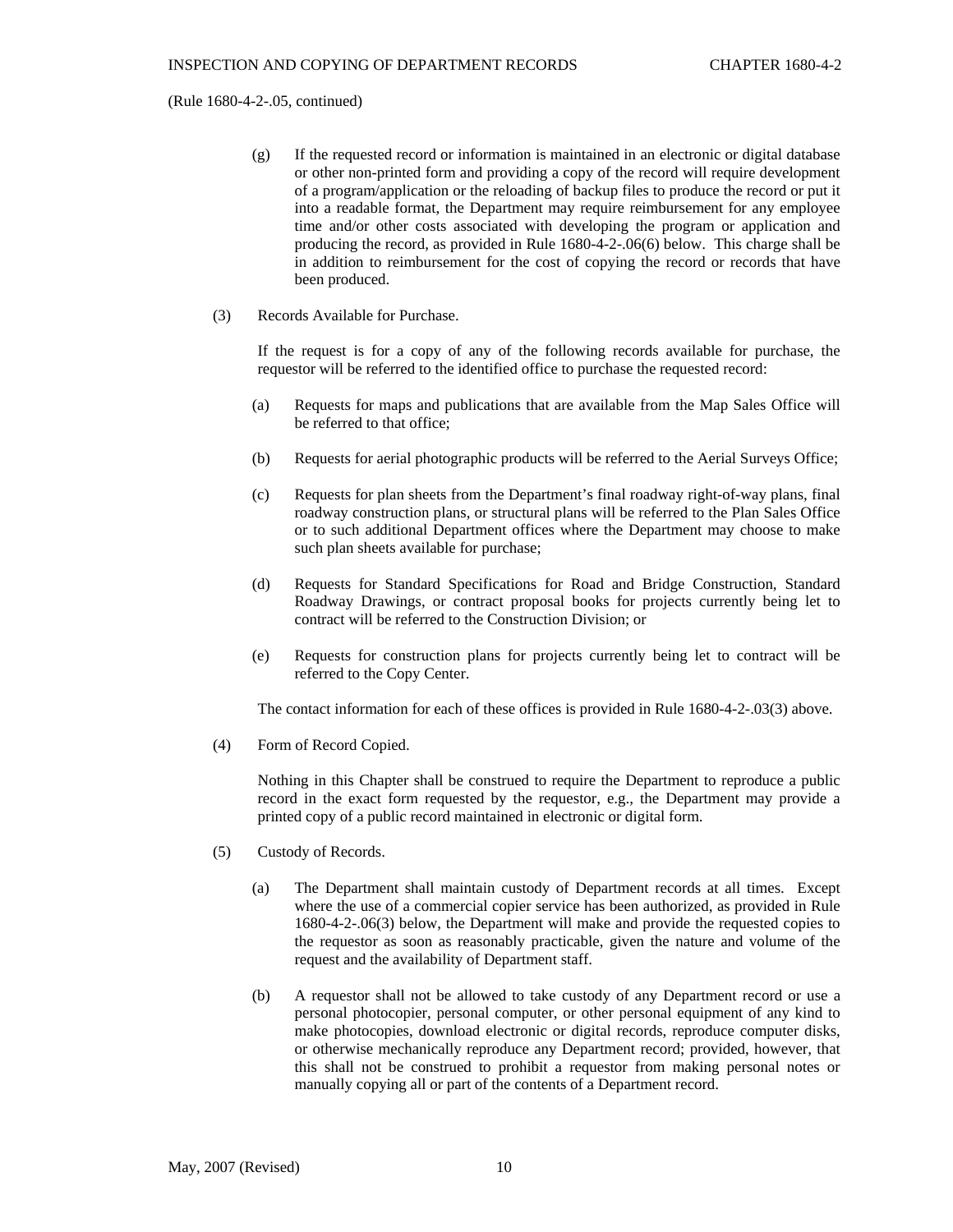(Rule 1680-4-2-.05, continued)

(g) If the requested record or information is maintained in an electronic or digital database or other non-printed form and providing a copy of the record will require development of a program/application or the reloading of backup files to produce the record or put it into a readable format, the Department may require reimbursement for any employee time and/or other costs associated with developing the program or application and producing the record, as provided in Rule 1680-4-2-.06(6) below. This charge shall be in addition to reimbursement for the cost of copying the record or records that have been produced.

(3) Records Available for Purchase.

If the request is for a copy of any of the following records available for purchase, the requestor will be referred to the identified office to purchase the requested record:

(a) Requests for maps and publications that are available from the Map Sales Office will be referred to that office;

(b) Requests for aerial photographic products will be referred to the Aerial Surveys Office;

(c) Requests for plan sheets from the Department's final roadway right-of-way plans, final roadway construction plans, or structural plans will be referred to the Plan Sales Office or to such additional Department offices where the Department may choose to make such plan sheets available for purchase;

(d) Requests for Standard Specifications for Road and Bridge Construction, Standard Roadway Drawings, or contract proposal books for projects currently being let to contract will be referred to the Construction Division; or

(e) Requests for construction plans for projects currently being let to contract will be referred to the Copy Center.

The contact information for each of these offices is provided in Rule 1680-4-2-.03(3) above.

(4) Form of Record Copied.

Nothing in this Chapter shall be construed to require the Department to reproduce a public record in the exact form requested by the requestor, e.g., the Department may provide a printed copy of a public record maintained in electronic or digital form.

(5) Custody of Records.

(a) The Department shall maintain custody of Department records at all times. Except where the use of a commercial copier service has been authorized, as provided in Rule 1680-4-2-.06(3) below, the Department will make and provide the requested copies to the requestor as soon as reasonably practicable, given the nature and volume of the request and the availability of Department staff.

(b) A requestor shall not be allowed to take custody of any Department record or use a personal photocopier, personal computer, or other personal equipment of any kind to make photocopies, download electronic or digital records, reproduce computer disks, or otherwise mechanically reproduce any Department record; provided, however, that this shall not be construed to prohibit a requestor from making personal notes or manually copying all or part of the contents of a Department record.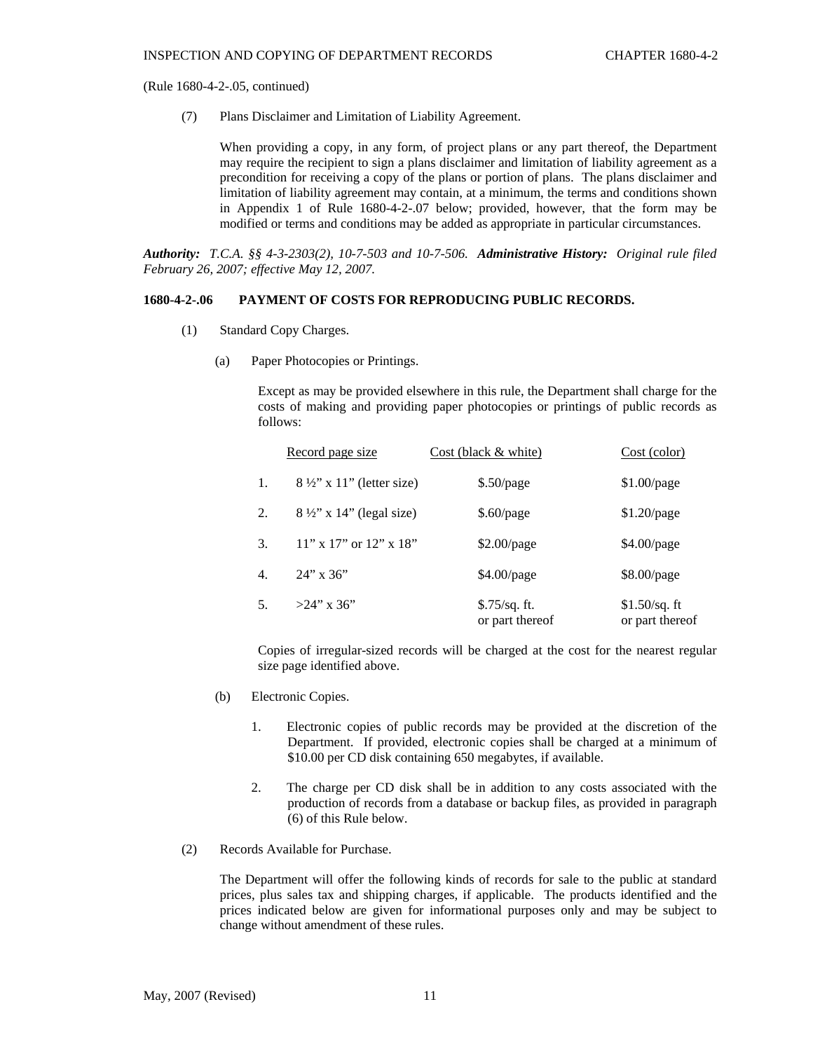(Rule 1680-4-2-.05, continued)

(7) Plans Disclaimer and Limitation of Liability Agreement.

When providing a copy, in any form, of project plans or any part thereof, the Department may require the recipient to sign a plans disclaimer and limitation of liability agreement as a precondition for receiving a copy of the plans or portion of plans. The plans disclaimer and limitation of liability agreement may contain, at a minimum, the terms and conditions shown in Appendix 1 of Rule 1680-4-2-.07 below; provided, however, that the form may be modified or terms and conditions may be added as appropriate in particular circumstances.

***Authority:*** *T.C.A. §§ 4-3-2303(2), 10-7-503 and 10-7-506.* ***Administrative History:*** *Original rule filed February 26, 2007; effective May 12, 2007.*

**1680-4-2-.06 PAYMENT OF COSTS FOR REPRODUCING PUBLIC RECORDS.**

(1) Standard Copy Charges.

(a) Paper Photocopies or Printings.

Except as may be provided elsewhere in this rule, the Department shall charge for the costs of making and providing paper photocopies or printings of public records as follows:

| | Record page size | Cost (black & white) | Cost (color) |
|---|---|---|---|
| 1. | 8 ½" x 11" (letter size) | $.50/page | $1.00/page |
| 2. | 8 ½" x 14" (legal size) | $.60/page | $1.20/page |
| 3. | 11" x 17" or 12" x 18" | $2.00/page | $4.00/page |
| 4. | 24" x 36" | $4.00/page | $8.00/page |
| 5. | >24" x 36" | $.75/sq. ft. or part thereof | $1.50/sq. ft or part thereof |

Copies of irregular-sized records will be charged at the cost for the nearest regular size page identified above.

(b) Electronic Copies.

1. Electronic copies of public records may be provided at the discretion of the Department. If provided, electronic copies shall be charged at a minimum of $10.00 per CD disk containing 650 megabytes, if available.

2. The charge per CD disk shall be in addition to any costs associated with the production of records from a database or backup files, as provided in paragraph (6) of this Rule below.

(2) Records Available for Purchase.

The Department will offer the following kinds of records for sale to the public at standard prices, plus sales tax and shipping charges, if applicable. The products identified and the prices indicated below are given for informational purposes only and may be subject to change without amendment of these rules.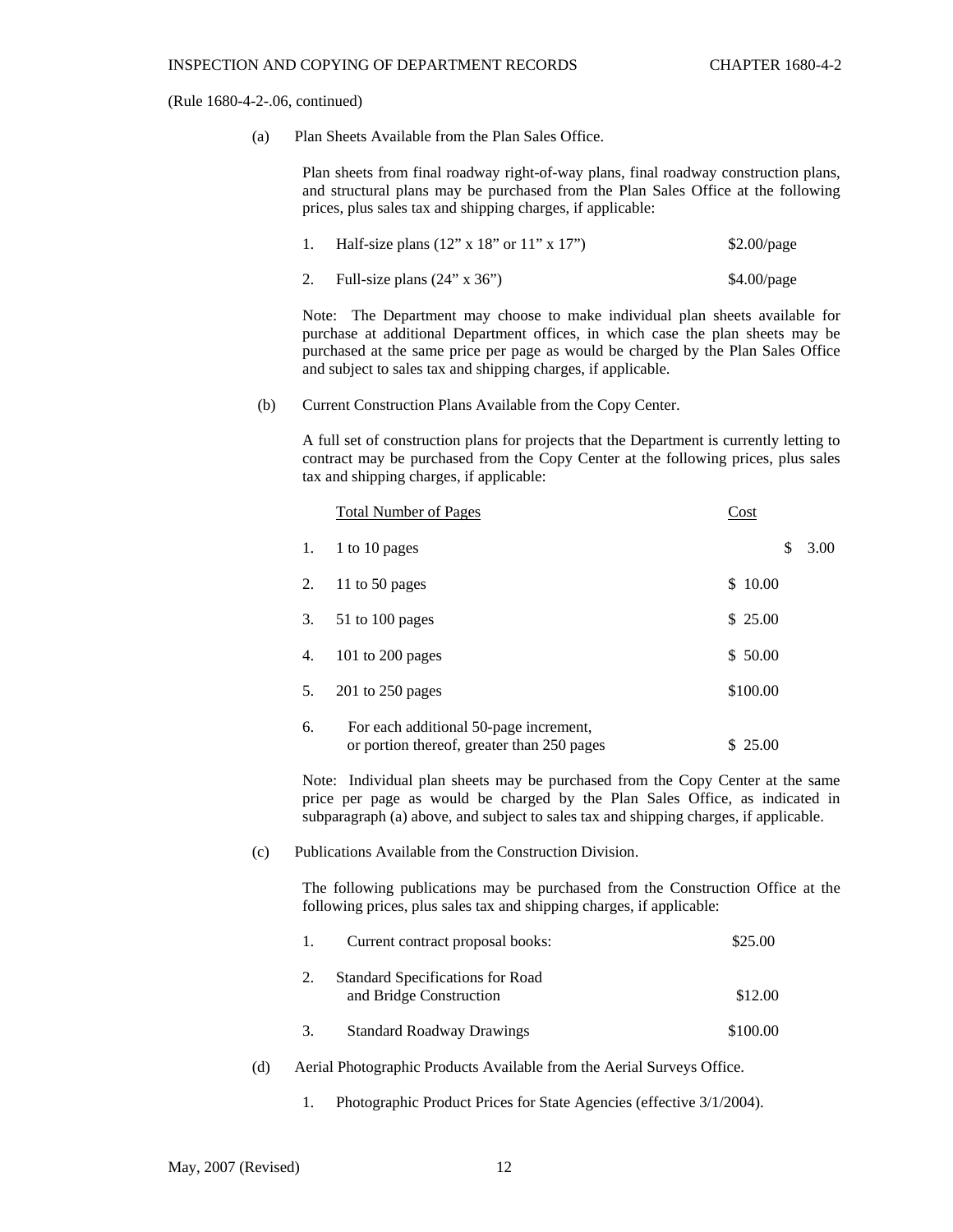(Rule 1680-4-2-.06, continued)

(a) Plan Sheets Available from the Plan Sales Office.

Plan sheets from final roadway right-of-way plans, final roadway construction plans, and structural plans may be purchased from the Plan Sales Office at the following prices, plus sales tax and shipping charges, if applicable:

| | | |
|---|---|---|
| 1. | Half-size plans (12” x 18” or 11” x 17”) | $2.00/page |
| 2. | Full-size plans (24” x 36”) | $4.00/page |

Note: The Department may choose to make individual plan sheets available for purchase at additional Department offices, in which case the plan sheets may be purchased at the same price per page as would be charged by the Plan Sales Office and subject to sales tax and shipping charges, if applicable.

(b) Current Construction Plans Available from the Copy Center.

A full set of construction plans for projects that the Department is currently letting to contract may be purchased from the Copy Center at the following prices, plus sales tax and shipping charges, if applicable:

| | Total Number of Pages | Cost |
|---|---|---|
| 1. | 1 to 10 pages | $ 3.00 |
| 2. | 11 to 50 pages | $ 10.00 |
| 3. | 51 to 100 pages | $ 25.00 |
| 4. | 101 to 200 pages | $ 50.00 |
| 5. | 201 to 250 pages | $100.00 |
| 6. | For each additional 50-page increment, or portion thereof, greater than 250 pages | $ 25.00 |

Note: Individual plan sheets may be purchased from the Copy Center at the same price per page as would be charged by the Plan Sales Office, as indicated in subparagraph (a) above, and subject to sales tax and shipping charges, if applicable.

(c) Publications Available from the Construction Division.

The following publications may be purchased from the Construction Office at the following prices, plus sales tax and shipping charges, if applicable:

| | | |
|---|---|---|
| 1. | Current contract proposal books: | $25.00 |
| 2. | Standard Specifications for Road and Bridge Construction | $12.00 |
| 3. | Standard Roadway Drawings | $100.00 |

(d) Aerial Photographic Products Available from the Aerial Surveys Office.

1. Photographic Product Prices for State Agencies (effective 3/1/2004).

May, 2007 (Revised)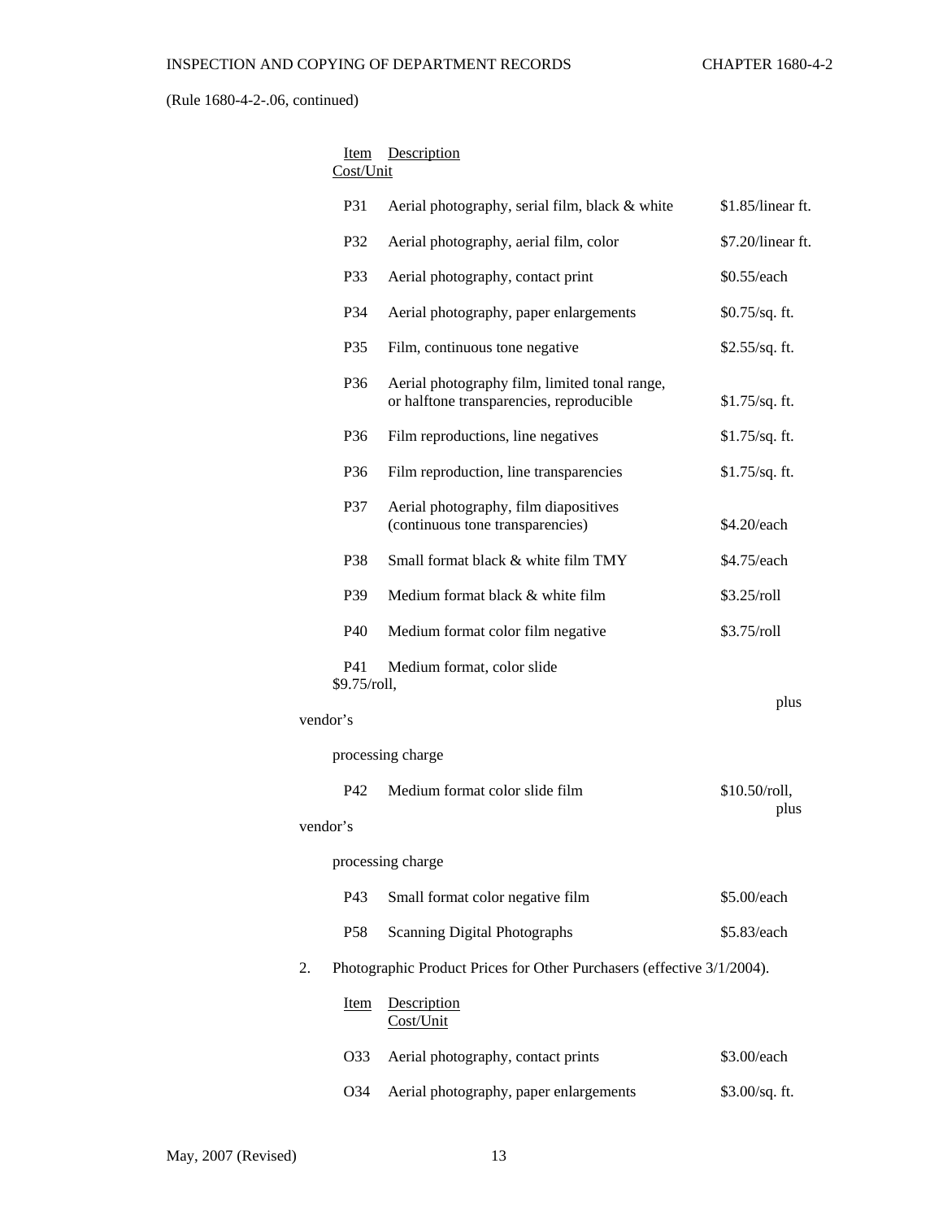(Rule 1680-4-2-.06, continued)

| Item | Description | Cost/Unit |
|---|---|---|
| P31 | Aerial photography, serial film, black & white | $1.85/linear ft. |
| P32 | Aerial photography, aerial film, color | $7.20/linear ft. |
| P33 | Aerial photography, contact print | $0.55/each |
| P34 | Aerial photography, paper enlargements | $0.75/sq. ft. |
| P35 | Film, continuous tone negative | $2.55/sq. ft. |
| P36 | Aerial photography film, limited tonal range, or halftone transparencies, reproducible | $1.75/sq. ft. |
| P36 | Film reproductions, line negatives | $1.75/sq. ft. |
| P36 | Film reproduction, line transparencies | $1.75/sq. ft. |
| P37 | Aerial photography, film diapositives (continuous tone transparencies) | $4.20/each |
| P38 | Small format black & white film TMY | $4.75/each |
| P39 | Medium format black & white film | $3.25/roll |
| P40 | Medium format color film negative | $3.75/roll |
| P41 | Medium format, color slide | $9.75/roll, plus vendor's processing charge |
| P42 | Medium format color slide film | $10.50/roll, plus vendor's processing charge |
| P43 | Small format color negative film | $5.00/each |
| P58 | Scanning Digital Photographs | $5.83/each |

2. Photographic Product Prices for Other Purchasers (effective 3/1/2004).

| Item | Description | Cost/Unit |
|---|---|---|
| O33 | Aerial photography, contact prints | $3.00/each |
| O34 | Aerial photography, paper enlargements | $3.00/sq. ft. |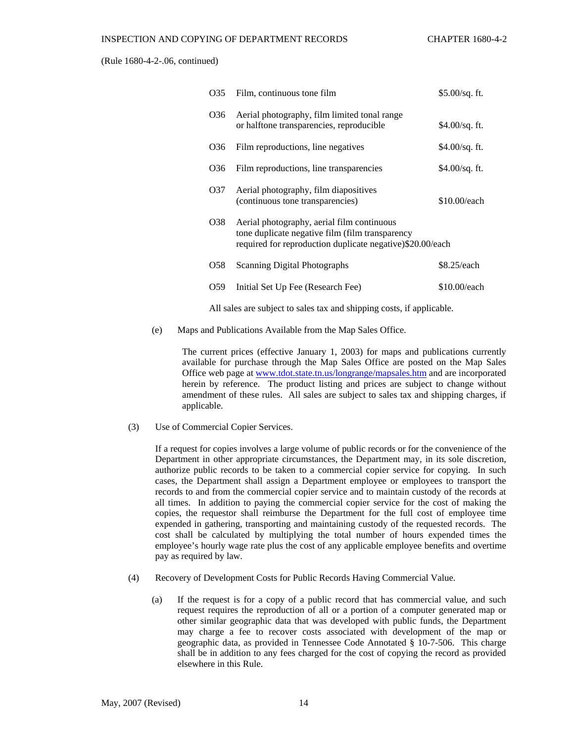(Rule 1680-4-2-.06, continued)

| | | |
|---|---|---|
| O35 | Film, continuous tone film | $5.00/sq. ft. |
| O36 | Aerial photography, film limited tonal range or halftone transparencies, reproducible | $4.00/sq. ft. |
| O36 | Film reproductions, line negatives | $4.00/sq. ft. |
| O36 | Film reproductions, line transparencies | $4.00/sq. ft. |
| O37 | Aerial photography, film diapositives (continuous tone transparencies) | $10.00/each |
| O38 | Aerial photography, aerial film continuous tone duplicate negative film (film transparency required for reproduction duplicate negative) | $20.00/each |
| O58 | Scanning Digital Photographs | $8.25/each |
| O59 | Initial Set Up Fee (Research Fee) | $10.00/each |

All sales are subject to sales tax and shipping costs, if applicable.

(e) Maps and Publications Available from the Map Sales Office.

The current prices (effective January 1, 2003) for maps and publications currently available for purchase through the Map Sales Office are posted on the Map Sales Office web page at www.tdot.state.tn.us/longrange/mapsales.htm and are incorporated herein by reference. The product listing and prices are subject to change without amendment of these rules. All sales are subject to sales tax and shipping charges, if applicable.

(3) Use of Commercial Copier Services.

If a request for copies involves a large volume of public records or for the convenience of the Department in other appropriate circumstances, the Department may, in its sole discretion, authorize public records to be taken to a commercial copier service for copying. In such cases, the Department shall assign a Department employee or employees to transport the records to and from the commercial copier service and to maintain custody of the records at all times. In addition to paying the commercial copier service for the cost of making the copies, the requestor shall reimburse the Department for the full cost of employee time expended in gathering, transporting and maintaining custody of the requested records. The cost shall be calculated by multiplying the total number of hours expended times the employee's hourly wage rate plus the cost of any applicable employee benefits and overtime pay as required by law.

(4) Recovery of Development Costs for Public Records Having Commercial Value.

(a) If the request is for a copy of a public record that has commercial value, and such request requires the reproduction of all or a portion of a computer generated map or other similar geographic data that was developed with public funds, the Department may charge a fee to recover costs associated with development of the map or geographic data, as provided in Tennessee Code Annotated § 10-7-506. This charge shall be in addition to any fees charged for the cost of copying the record as provided elsewhere in this Rule.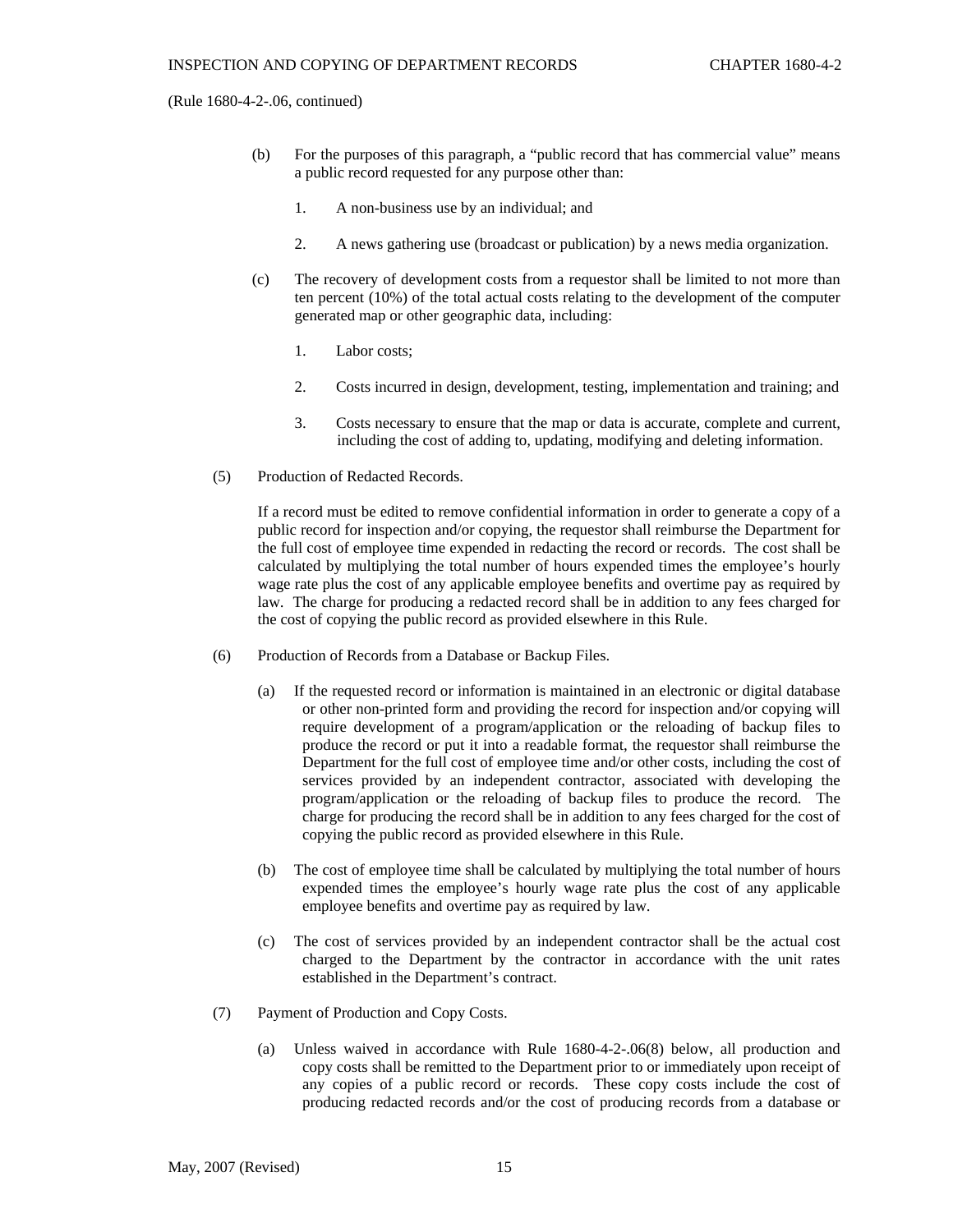(Rule 1680-4-2-.06, continued)

(b) For the purposes of this paragraph, a "public record that has commercial value" means a public record requested for any purpose other than:

1. A non-business use by an individual; and

2. A news gathering use (broadcast or publication) by a news media organization.

(c) The recovery of development costs from a requestor shall be limited to not more than ten percent (10%) of the total actual costs relating to the development of the computer generated map or other geographic data, including:

1. Labor costs;

2. Costs incurred in design, development, testing, implementation and training; and

3. Costs necessary to ensure that the map or data is accurate, complete and current, including the cost of adding to, updating, modifying and deleting information.

(5) Production of Redacted Records.

If a record must be edited to remove confidential information in order to generate a copy of a public record for inspection and/or copying, the requestor shall reimburse the Department for the full cost of employee time expended in redacting the record or records. The cost shall be calculated by multiplying the total number of hours expended times the employee's hourly wage rate plus the cost of any applicable employee benefits and overtime pay as required by law. The charge for producing a redacted record shall be in addition to any fees charged for the cost of copying the public record as provided elsewhere in this Rule.

(6) Production of Records from a Database or Backup Files.

(a) If the requested record or information is maintained in an electronic or digital database or other non-printed form and providing the record for inspection and/or copying will require development of a program/application or the reloading of backup files to produce the record or put it into a readable format, the requestor shall reimburse the Department for the full cost of employee time and/or other costs, including the cost of services provided by an independent contractor, associated with developing the program/application or the reloading of backup files to produce the record. The charge for producing the record shall be in addition to any fees charged for the cost of copying the public record as provided elsewhere in this Rule.

(b) The cost of employee time shall be calculated by multiplying the total number of hours expended times the employee's hourly wage rate plus the cost of any applicable employee benefits and overtime pay as required by law.

(c) The cost of services provided by an independent contractor shall be the actual cost charged to the Department by the contractor in accordance with the unit rates established in the Department's contract.

(7) Payment of Production and Copy Costs.

(a) Unless waived in accordance with Rule 1680-4-2-.06(8) below, all production and copy costs shall be remitted to the Department prior to or immediately upon receipt of any copies of a public record or records. These copy costs include the cost of producing redacted records and/or the cost of producing records from a database or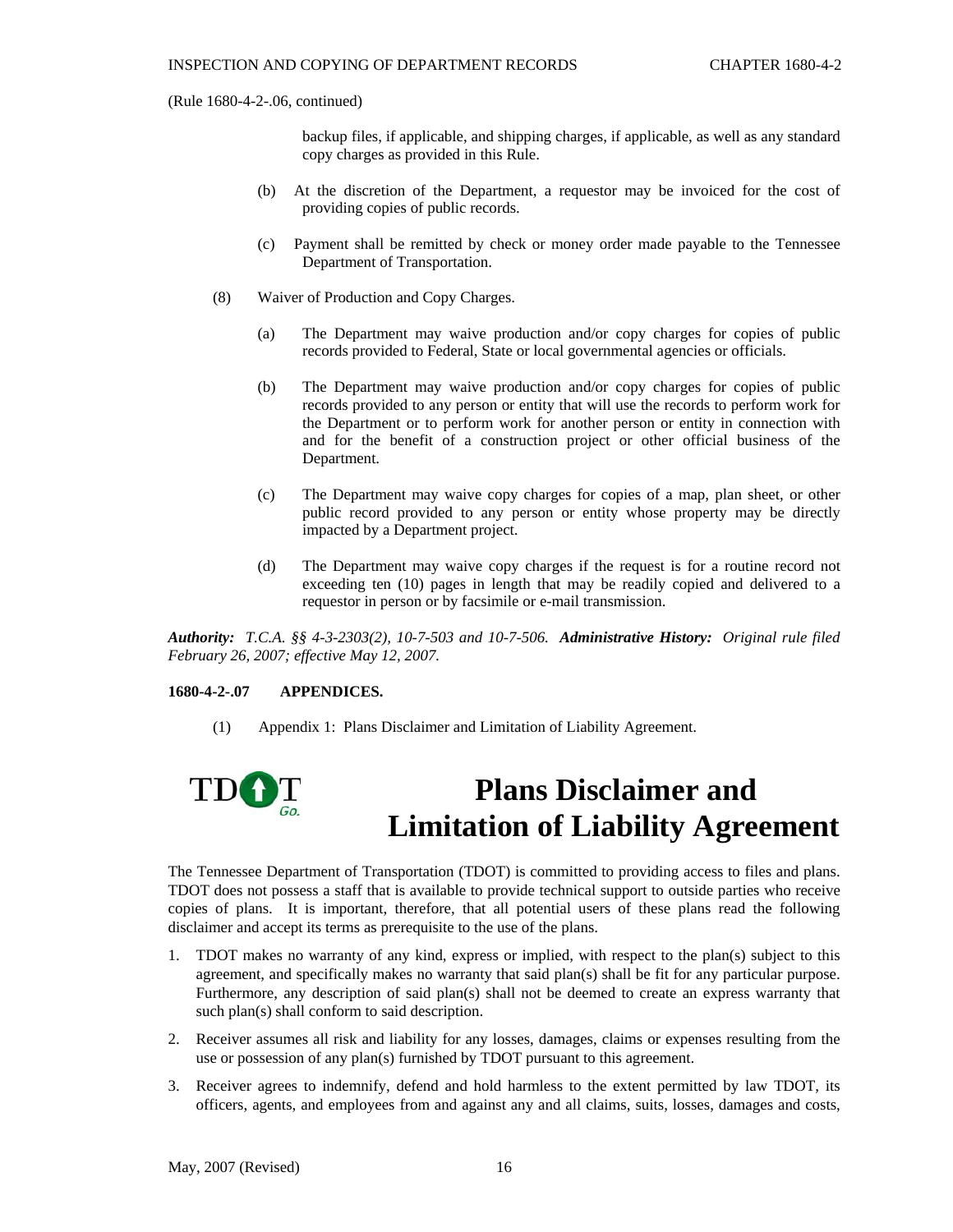(Rule 1680-4-2-.06, continued)

backup files, if applicable, and shipping charges, if applicable, as well as any standard copy charges as provided in this Rule.

(b) At the discretion of the Department, a requestor may be invoiced for the cost of providing copies of public records.

(c) Payment shall be remitted by check or money order made payable to the Tennessee Department of Transportation.

(8) Waiver of Production and Copy Charges.

(a) The Department may waive production and/or copy charges for copies of public records provided to Federal, State or local governmental agencies or officials.

(b) The Department may waive production and/or copy charges for copies of public records provided to any person or entity that will use the records to perform work for the Department or to perform work for another person or entity in connection with and for the benefit of a construction project or other official business of the Department.

(c) The Department may waive copy charges for copies of a map, plan sheet, or other public record provided to any person or entity whose property may be directly impacted by a Department project.

(d) The Department may waive copy charges if the request is for a routine record not exceeding ten (10) pages in length that may be readily copied and delivered to a requestor in person or by facsimile or e-mail transmission.

***Authority:*** *T.C.A. §§ 4-3-2303(2), 10-7-503 and 10-7-506.* ***Administrative History:*** *Original rule filed February 26, 2007; effective May 12, 2007.*

**1680-4-2-.07 APPENDICES.**

(1) Appendix 1: Plans Disclaimer and Limitation of Liability Agreement.

TDOT Go.

# Plans Disclaimer and Limitation of Liability Agreement

The Tennessee Department of Transportation (TDOT) is committed to providing access to files and plans. TDOT does not possess a staff that is available to provide technical support to outside parties who receive copies of plans. It is important, therefore, that all potential users of these plans read the following disclaimer and accept its terms as prerequisite to the use of the plans.

1. TDOT makes no warranty of any kind, express or implied, with respect to the plan(s) subject to this agreement, and specifically makes no warranty that said plan(s) shall be fit for any particular purpose. Furthermore, any description of said plan(s) shall not be deemed to create an express warranty that such plan(s) shall conform to said description.
2. Receiver assumes all risk and liability for any losses, damages, claims or expenses resulting from the use or possession of any plan(s) furnished by TDOT pursuant to this agreement.
3. Receiver agrees to indemnify, defend and hold harmless to the extent permitted by law TDOT, its officers, agents, and employees from and against any and all claims, suits, losses, damages and costs,

May, 2007 (Revised)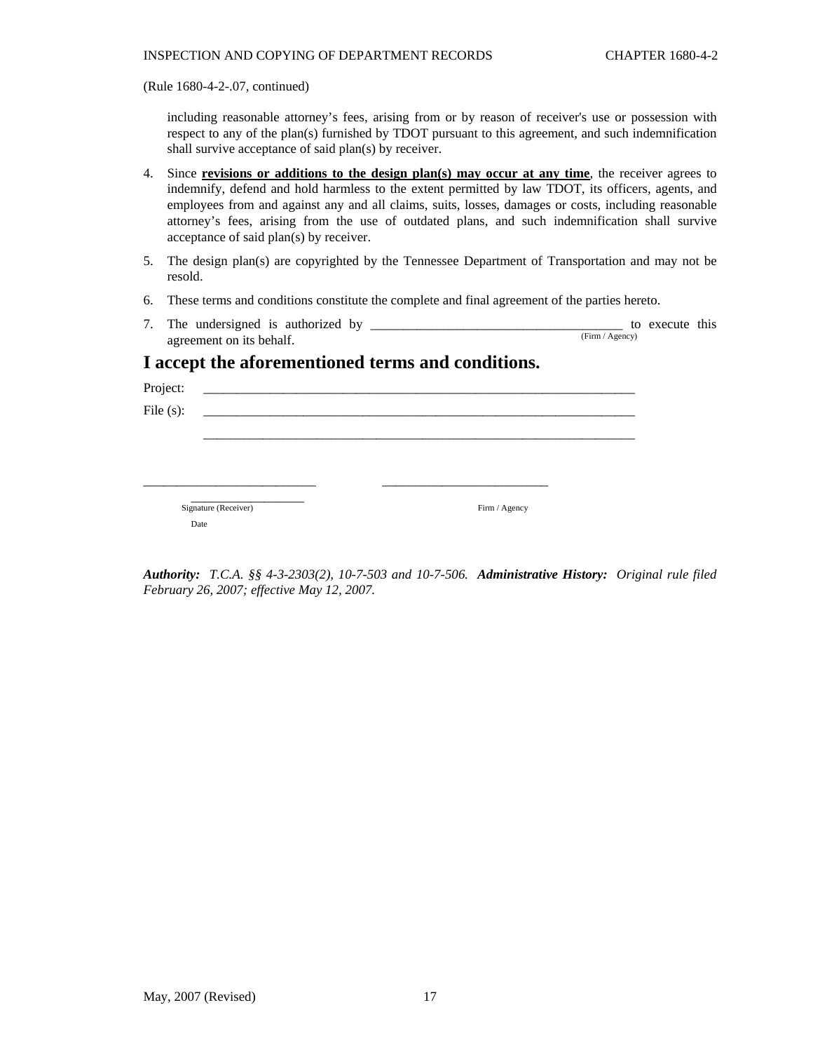(Rule 1680-4-2-.07, continued)

including reasonable attorney's fees, arising from or by reason of receiver's use or possession with respect to any of the plan(s) furnished by TDOT pursuant to this agreement, and such indemnification shall survive acceptance of said plan(s) by receiver.

4. Since **revisions or additions to the design plan(s) may occur at any time**, the receiver agrees to indemnify, defend and hold harmless to the extent permitted by law TDOT, its officers, agents, and employees from and against any and all claims, suits, losses, damages or costs, including reasonable attorney's fees, arising from the use of outdated plans, and such indemnification shall survive acceptance of said plan(s) by receiver.

5. The design plan(s) are copyrighted by the Tennessee Department of Transportation and may not be resold.

6. These terms and conditions constitute the complete and final agreement of the parties hereto.

7. The undersigned is authorized by ______________________________________ to execute this agreement on its behalf.
(Firm / Agency)

## I accept the aforementioned terms and conditions.

Project: _________________________________________________________________

File (s): _________________________________________________________________

_________________________________________________________________

__________________________ __________________________ __________________

Signature (Receiver) Firm / Agency Date

***Authority:*** *T.C.A. §§ 4-3-2303(2), 10-7-503 and 10-7-506.* ***Administrative History:*** *Original rule filed February 26, 2007; effective May 12, 2007.*